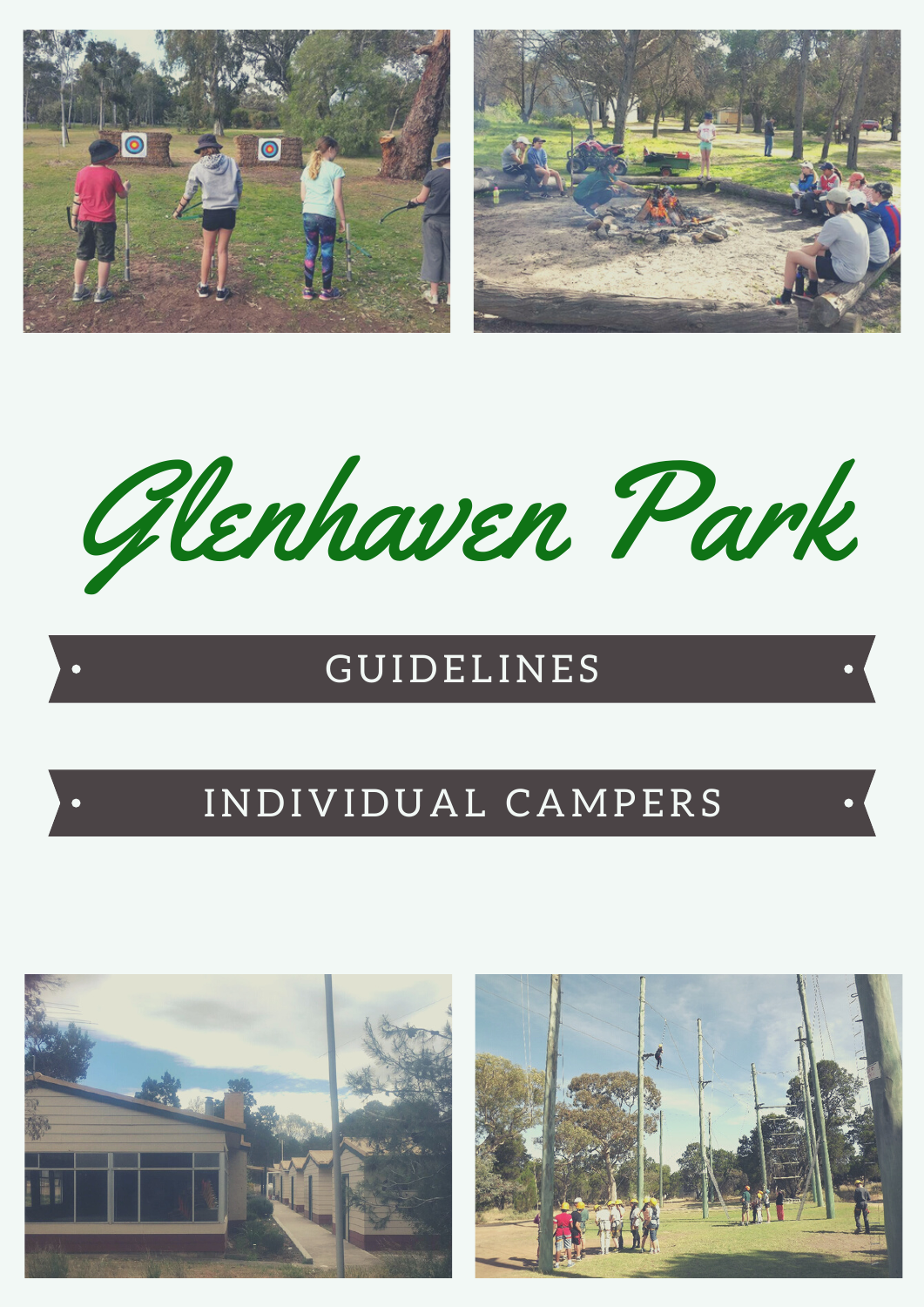# Glenhaven Park

## GUIDELINES

## INDIVIDUAL CAMPERS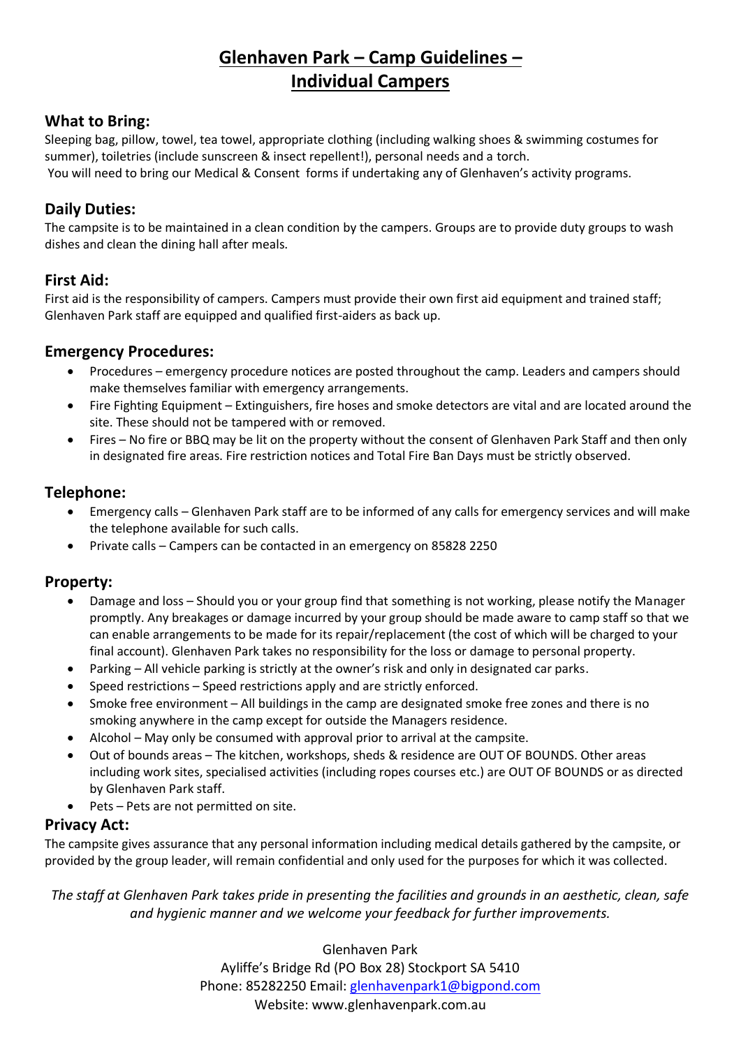# Glenhaven Park – Camp Guidelines – Individual Campers

## What to Bring:

Sleeping bag, pillow, towel, tea towel, appropriate clothing (including walking shoes & swimming costumes for summer), toiletries (include sunscreen & insect repellent!), personal needs and a torch.
You will need to bring our Medical & Consent forms if undertaking any of Glenhaven's activity programs.

## Daily Duties:

The campsite is to be maintained in a clean condition by the campers. Groups are to provide duty groups to wash dishes and clean the dining hall after meals.

## First Aid:

First aid is the responsibility of campers. Campers must provide their own first aid equipment and trained staff; Glenhaven Park staff are equipped and qualified first-aiders as back up.

## Emergency Procedures:

- Procedures – emergency procedure notices are posted throughout the camp. Leaders and campers should make themselves familiar with emergency arrangements.
- Fire Fighting Equipment – Extinguishers, fire hoses and smoke detectors are vital and are located around the site. These should not be tampered with or removed.
- Fires – No fire or BBQ may be lit on the property without the consent of Glenhaven Park Staff and then only in designated fire areas. Fire restriction notices and Total Fire Ban Days must be strictly observed.

## Telephone:

- Emergency calls – Glenhaven Park staff are to be informed of any calls for emergency services and will make the telephone available for such calls.
- Private calls – Campers can be contacted in an emergency on 85828 2250

## Property:

- Damage and loss – Should you or your group find that something is not working, please notify the Manager promptly. Any breakages or damage incurred by your group should be made aware to camp staff so that we can enable arrangements to be made for its repair/replacement (the cost of which will be charged to your final account). Glenhaven Park takes no responsibility for the loss or damage to personal property.
- Parking – All vehicle parking is strictly at the owner's risk and only in designated car parks.
- Speed restrictions – Speed restrictions apply and are strictly enforced.
- Smoke free environment – All buildings in the camp are designated smoke free zones and there is no smoking anywhere in the camp except for outside the Managers residence.
- Alcohol – May only be consumed with approval prior to arrival at the campsite.
- Out of bounds areas – The kitchen, workshops, sheds & residence are OUT OF BOUNDS. Other areas including work sites, specialised activities (including ropes courses etc.) are OUT OF BOUNDS or as directed by Glenhaven Park staff.
- Pets – Pets are not permitted on site.

## Privacy Act:

The campsite gives assurance that any personal information including medical details gathered by the campsite, or provided by the group leader, will remain confidential and only used for the purposes for which it was collected.

*The staff at Glenhaven Park takes pride in presenting the facilities and grounds in an aesthetic, clean, safe and hygienic manner and we welcome your feedback for further improvements.*

Glenhaven Park
Ayliffe's Bridge Rd (PO Box 28) Stockport SA 5410
Phone: 85282250 Email: glenhavenpark1@bigpond.com
Website: www.glenhavenpark.com.au